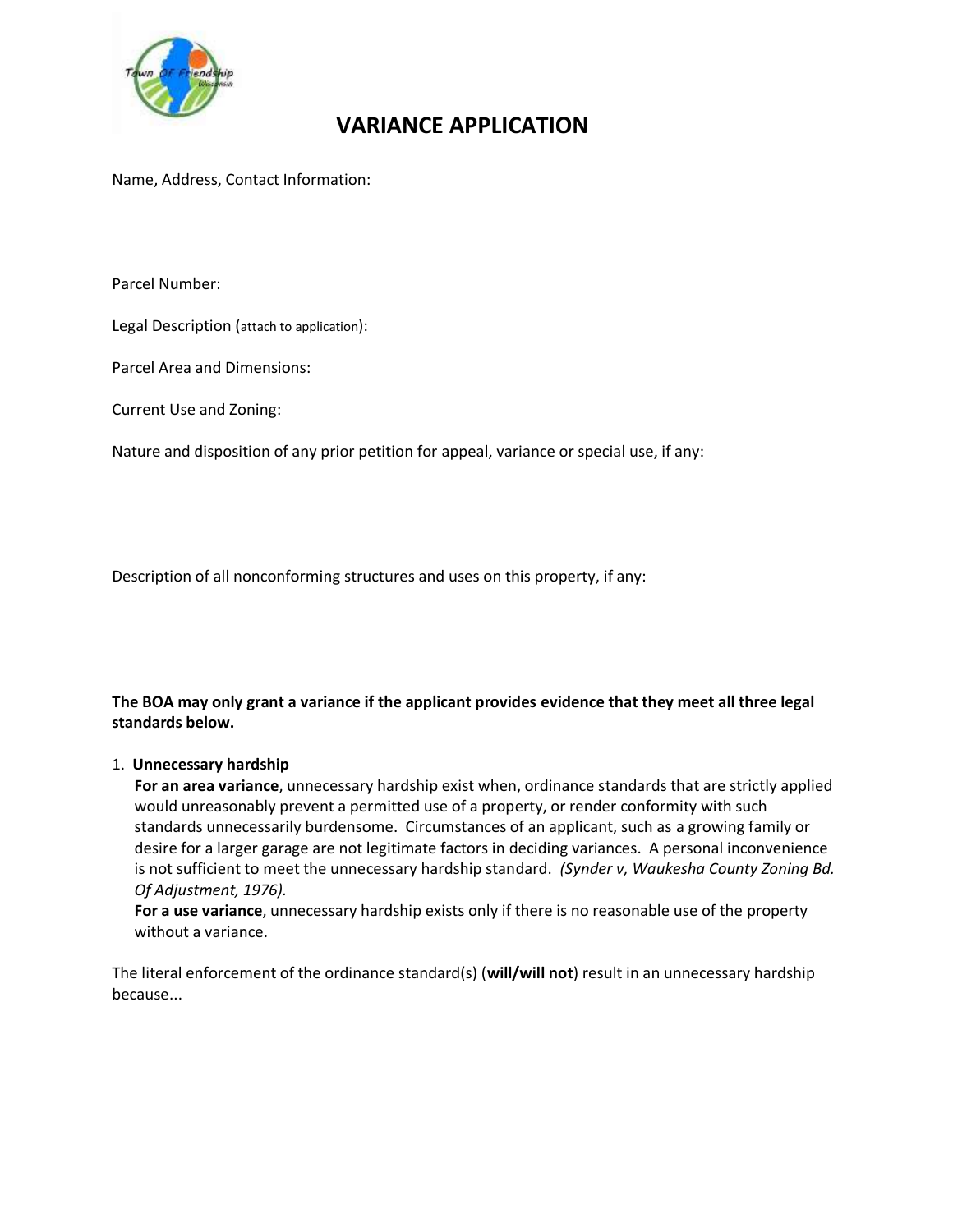# VARIANCE APPLICATION

Name, Address, Contact Information:

Parcel Number:

Legal Description (attach to application):

Parcel Area and Dimensions:

Current Use and Zoning:

Nature and disposition of any prior petition for appeal, variance or special use, if any:

Description of all nonconforming structures and uses on this property, if any:

**The BOA may only grant a variance if the applicant provides evidence that they meet all three legal standards below.**

1. **Unnecessary hardship**
   **For an area variance**, unnecessary hardship exist when, ordinance standards that are strictly applied would unreasonably prevent a permitted use of a property, or render conformity with such standards unnecessarily burdensome. Circumstances of an applicant, such as a growing family or desire for a larger garage are not legitimate factors in deciding variances. A personal inconvenience is not sufficient to meet the unnecessary hardship standard. *(Synder v, Waukesha County Zoning Bd. Of Adjustment, 1976).*
   **For a use variance**, unnecessary hardship exists only if there is no reasonable use of the property without a variance.

The literal enforcement of the ordinance standard(s) (**will/will not**) result in an unnecessary hardship because...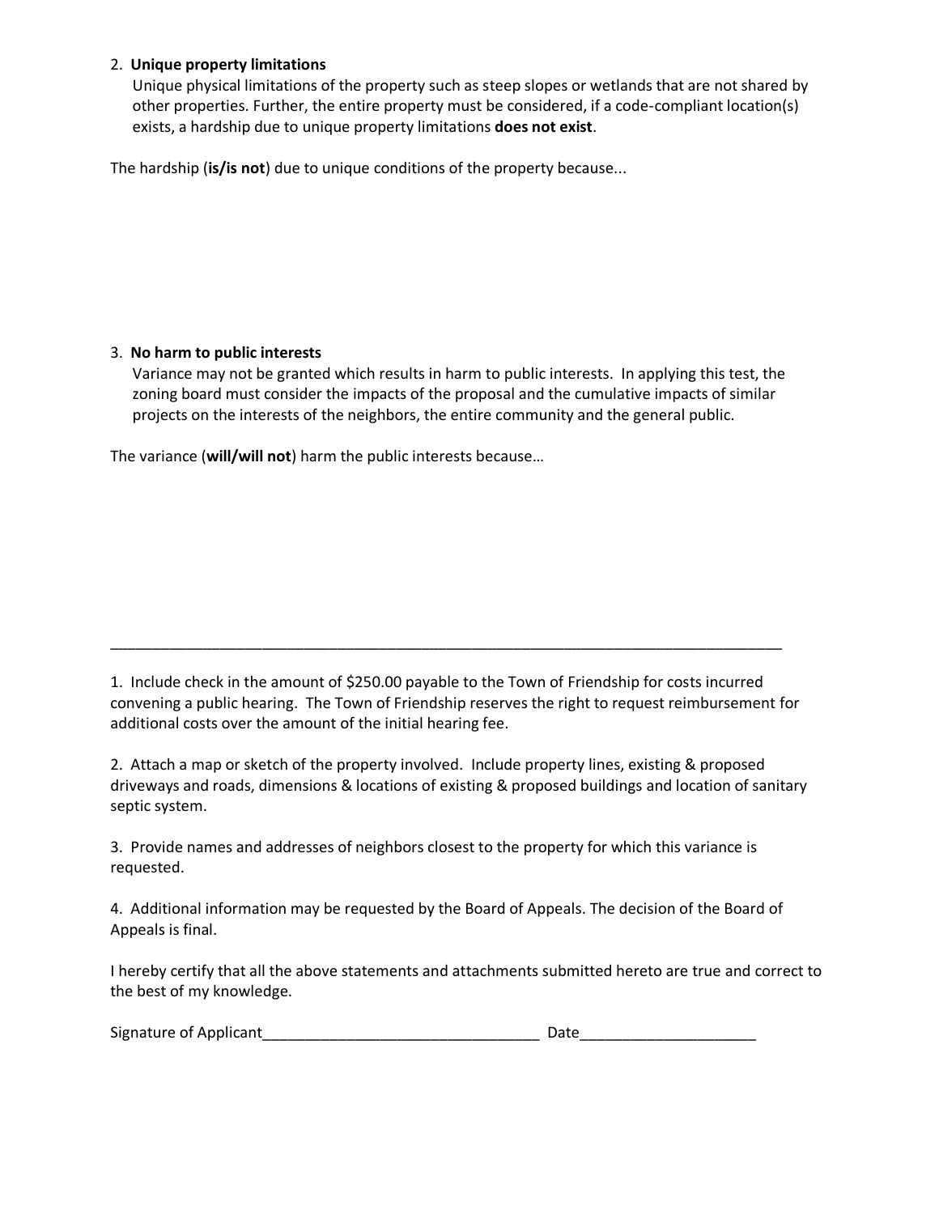2. **Unique property limitations**

   Unique physical limitations of the property such as steep slopes or wetlands that are not shared by other properties. Further, the entire property must be considered, if a code-compliant location(s) exists, a hardship due to unique property limitations **does not exist**.

The hardship (**is/is not**) due to unique conditions of the property because...

3. **No harm to public interests**

   Variance may not be granted which results in harm to public interests. In applying this test, the zoning board must consider the impacts of the proposal and the cumulative impacts of similar projects on the interests of the neighbors, the entire community and the general public.

The variance (**will/will not**) harm the public interests because…

---

1. Include check in the amount of $250.00 payable to the Town of Friendship for costs incurred convening a public hearing. The Town of Friendship reserves the right to request reimbursement for additional costs over the amount of the initial hearing fee.

2. Attach a map or sketch of the property involved. Include property lines, existing & proposed driveways and roads, dimensions & locations of existing & proposed buildings and location of sanitary septic system.

3. Provide names and addresses of neighbors closest to the property for which this variance is requested.

4. Additional information may be requested by the Board of Appeals. The decision of the Board of Appeals is final.

I hereby certify that all the above statements and attachments submitted hereto are true and correct to the best of my knowledge.

Signature of Applicant_________________________________ Date_____________________